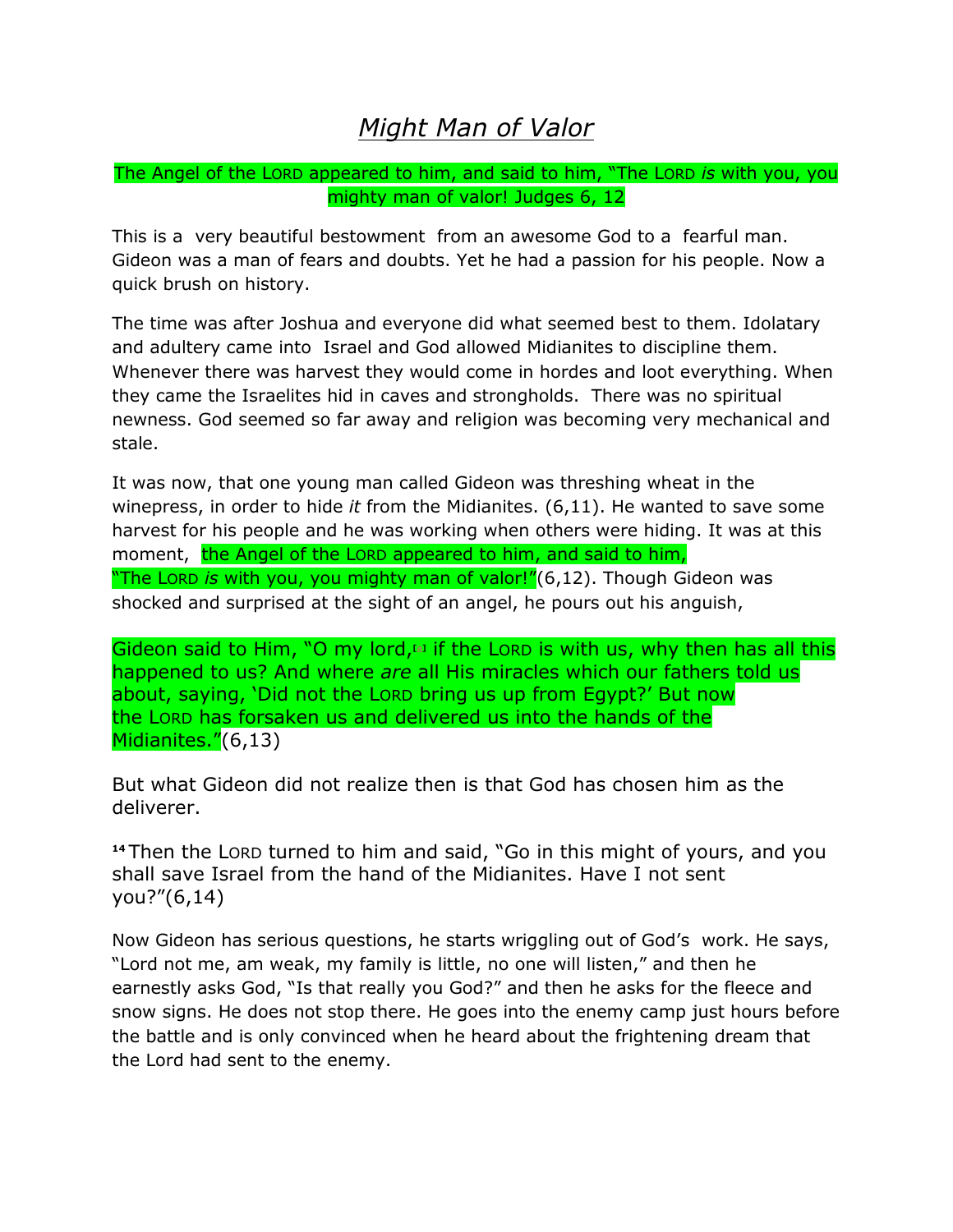# *Might Man of Valor*

The Angel of the LORD appeared to him, and said to him, "The LORD *is* with you, you mighty man of valor! Judges 6, 12

This is a very beautiful bestowment from an awesome God to a fearful man. Gideon was a man of fears and doubts. Yet he had a passion for his people. Now a quick brush on history.

The time was after Joshua and everyone did what seemed best to them. Idolatary and adultery came into Israel and God allowed Midianites to discipline them. Whenever there was harvest they would come in hordes and loot everything. When they came the Israelites hid in caves and strongholds. There was no spiritual newness. God seemed so far away and religion was becoming very mechanical and stale.

It was now, that one young man called Gideon was threshing wheat in the winepress, in order to hide *it* from the Midianites. (6,11). He wanted to save some harvest for his people and he was working when others were hiding. It was at this moment, the Angel of the LORD appeared to him, and said to him, "The LORD *is* with you, you mighty man of valor!"(6,12). Though Gideon was shocked and surprised at the sight of an angel, he pours out his anguish,

Gideon said to Him, "O my lord,[a] if the LORD is with us, why then has all this happened to us? And where *are* all His miracles which our fathers told us about, saying, 'Did not the LORD bring us up from Egypt?' But now the LORD has forsaken us and delivered us into the hands of the Midianites."(6,13)

But what Gideon did not realize then is that God has chosen him as the deliverer.

[14] Then the LORD turned to him and said, "Go in this might of yours, and you shall save Israel from the hand of the Midianites. Have I not sent you?"(6,14)

Now Gideon has serious questions, he starts wriggling out of God's work. He says, "Lord not me, am weak, my family is little, no one will listen," and then he earnestly asks God, "Is that really you God?" and then he asks for the fleece and snow signs. He does not stop there. He goes into the enemy camp just hours before the battle and is only convinced when he heard about the frightening dream that the Lord had sent to the enemy.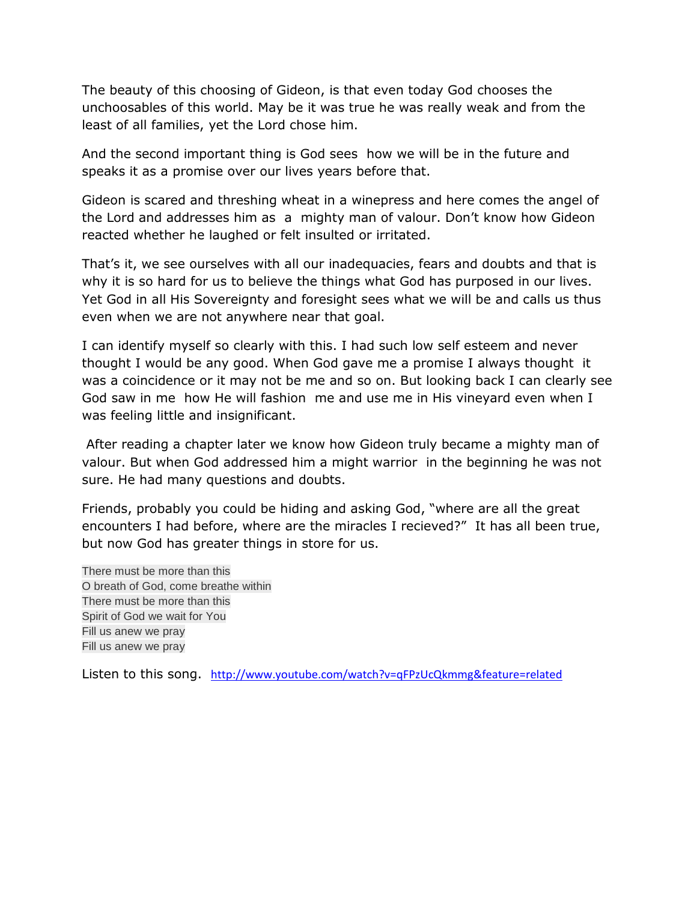The beauty of this choosing of Gideon, is that even today God chooses the unchoosables of this world. May be it was true he was really weak and from the least of all families, yet the Lord chose him.

And the second important thing is God sees how we will be in the future and speaks it as a promise over our lives years before that.

Gideon is scared and threshing wheat in a winepress and here comes the angel of the Lord and addresses him as a mighty man of valour. Don't know how Gideon reacted whether he laughed or felt insulted or irritated.

That's it, we see ourselves with all our inadequacies, fears and doubts and that is why it is so hard for us to believe the things what God has purposed in our lives. Yet God in all His Sovereignty and foresight sees what we will be and calls us thus even when we are not anywhere near that goal.

I can identify myself so clearly with this. I had such low self esteem and never thought I would be any good. When God gave me a promise I always thought it was a coincidence or it may not be me and so on. But looking back I can clearly see God saw in me how He will fashion me and use me in His vineyard even when I was feeling little and insignificant.

After reading a chapter later we know how Gideon truly became a mighty man of valour. But when God addressed him a might warrior in the beginning he was not sure. He had many questions and doubts.

Friends, probably you could be hiding and asking God, "where are all the great encounters I had before, where are the miracles I recieved?" It has all been true, but now God has greater things in store for us.

There must be more than this  
O breath of God, come breathe within  
There must be more than this  
Spirit of God we wait for You  
Fill us anew we pray  
Fill us anew we pray

Listen to this song. http://www.youtube.com/watch?v=qFPzUcQkmmg&feature=related